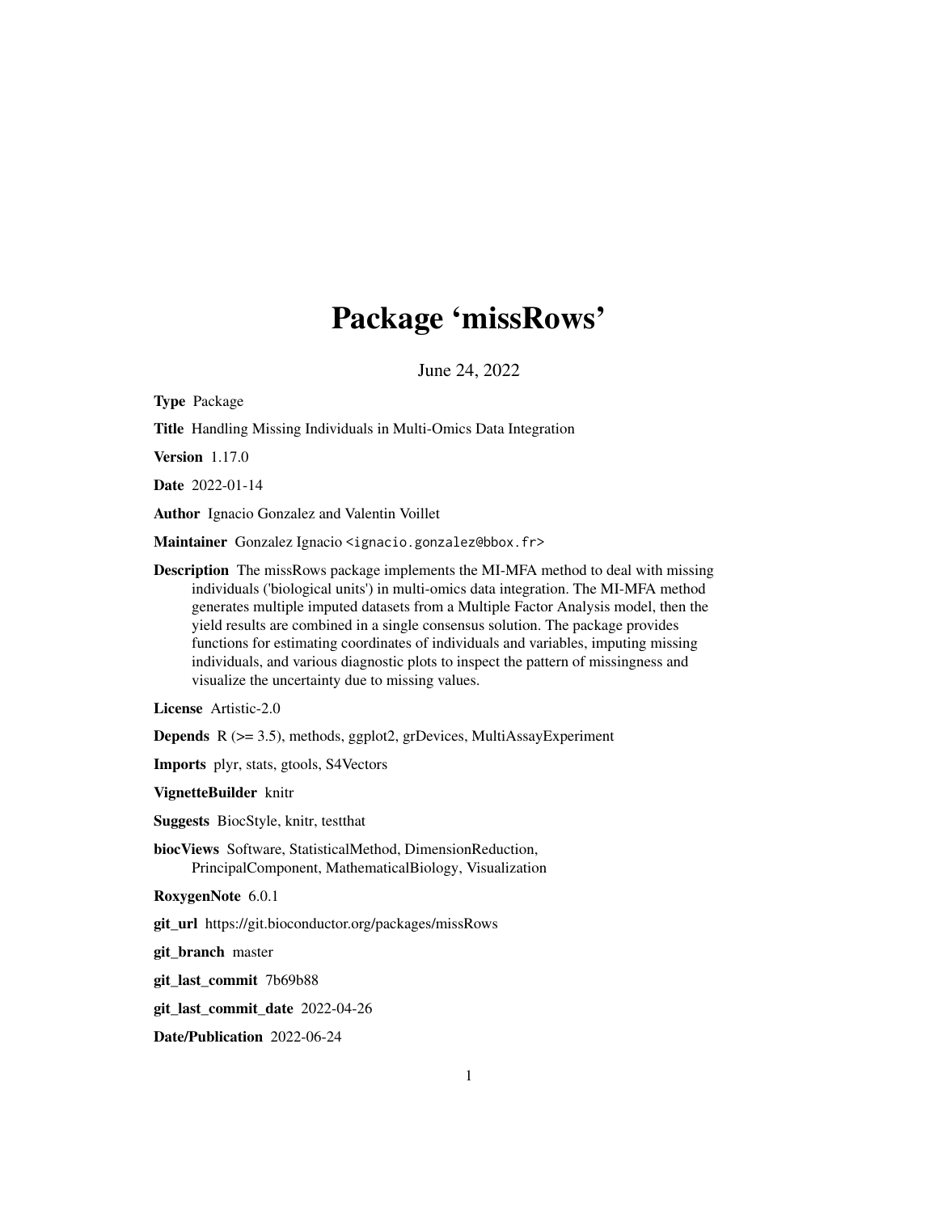# Package 'missRows'

June 24, 2022

**Type** Package

**Title** Handling Missing Individuals in Multi-Omics Data Integration

**Version** 1.17.0

**Date** 2022-01-14

**Author** Ignacio Gonzalez and Valentin Voillet

**Maintainer** Gonzalez Ignacio <ignacio.gonzalez@bbox.fr>

**Description** The missRows package implements the MI-MFA method to deal with missing individuals ('biological units') in multi-omics data integration. The MI-MFA method generates multiple imputed datasets from a Multiple Factor Analysis model, then the yield results are combined in a single consensus solution. The package provides functions for estimating coordinates of individuals and variables, imputing missing individuals, and various diagnostic plots to inspect the pattern of missingness and visualize the uncertainty due to missing values.

**License** Artistic-2.0

**Depends** R (>= 3.5), methods, ggplot2, grDevices, MultiAssayExperiment

**Imports** plyr, stats, gtools, S4Vectors

**VignetteBuilder** knitr

**Suggests** BiocStyle, knitr, testthat

**biocViews** Software, StatisticalMethod, DimensionReduction, PrincipalComponent, MathematicalBiology, Visualization

**RoxygenNote** 6.0.1

**git_url** https://git.bioconductor.org/packages/missRows

**git_branch** master

**git_last_commit** 7b69b88

**git_last_commit_date** 2022-04-26

**Date/Publication** 2022-06-24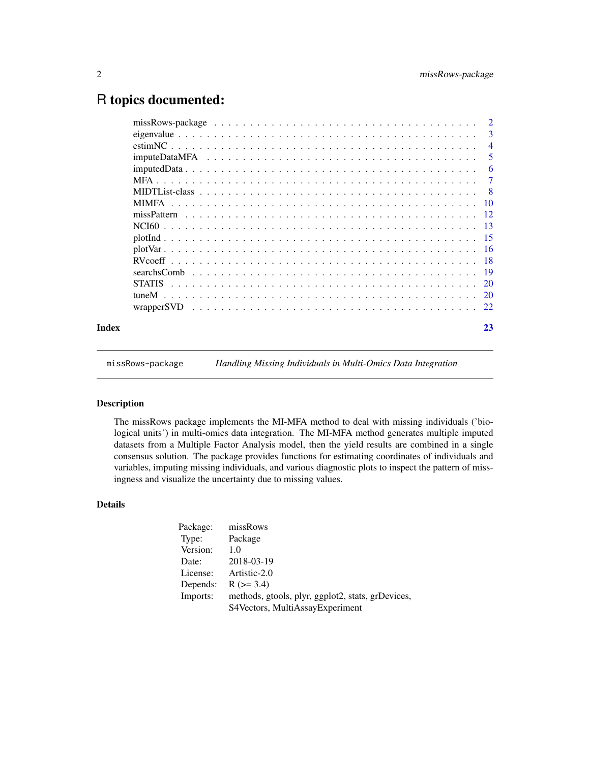# R topics documented:

| | |
|---|---|
| missRows-package | 2 |
| eigenvalue | 3 |
| estimNC | 4 |
| imputeDataMFA | 5 |
| imputedData | 6 |
| MFA | 7 |
| MIDTList-class | 8 |
| MIMFA | 10 |
| missPattern | 12 |
| NCI60 | 13 |
| plotInd | 15 |
| plotVar | 16 |
| RVcoeff | 18 |
| searchsComb | 19 |
| STATIS | 20 |
| tuneM | 20 |
| wrapperSVD | 22 |

**Index** 23

---

`missRows-package` *Handling Missing Individuals in Multi-Omics Data Integration*

---

## Description

The missRows package implements the MI-MFA method to deal with missing individuals ('biological units') in multi-omics data integration. The MI-MFA method generates multiple imputed datasets from a Multiple Factor Analysis model, then the yield results are combined in a single consensus solution. The package provides functions for estimating coordinates of individuals and variables, imputing missing individuals, and various diagnostic plots to inspect the pattern of missingness and visualize the uncertainty due to missing values.

## Details

| | |
|---|---|
| Package: | missRows |
| Type: | Package |
| Version: | 1.0 |
| Date: | 2018-03-19 |
| License: | Artistic-2.0 |
| Depends: | R (>= 3.4) |
| Imports: | methods, gtools, plyr, ggplot2, stats, grDevices, S4Vectors, MultiAssayExperiment |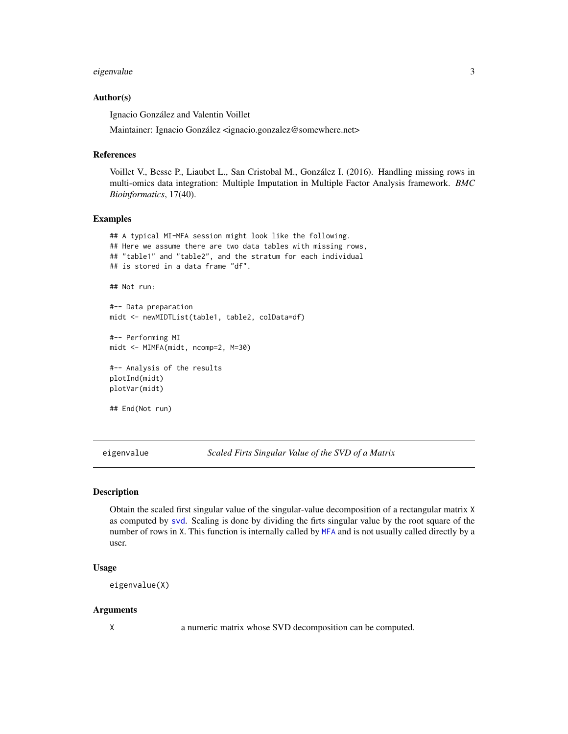### Author(s)

Ignacio González and Valentin Voillet

Maintainer: Ignacio González <ignacio.gonzalez@somewhere.net>

### References

Voillet V., Besse P., Liaubet L., San Cristobal M., González I. (2016). Handling missing rows in multi-omics data integration: Multiple Imputation in Multiple Factor Analysis framework. *BMC Bioinformatics*, 17(40).

### Examples

```
## A typical MI-MFA session might look like the following.
## Here we assume there are two data tables with missing rows,
## "table1" and "table2", and the stratum for each individual
## is stored in a data frame "df".

## Not run:

#-- Data preparation
midt <- newMIDTList(table1, table2, colData=df)

#-- Performing MI
midt <- MIMFA(midt, ncomp=2, M=30)

#-- Analysis of the results
plotInd(midt)
plotVar(midt)

## End(Not run)
```

---

## eigenvalue &nbsp;&nbsp;&nbsp; *Scaled Firts Singular Value of the SVD of a Matrix*

---

### Description

Obtain the scaled first singular value of the singular-value decomposition of a rectangular matrix `X` as computed by `svd`. Scaling is done by dividing the firts singular value by the root square of the number of rows in `X`. This function is internally called by `MFA` and is not usually called directly by a user.

### Usage

```
eigenvalue(X)
```

### Arguments

| | |
|---|---|
| `X` | a numeric matrix whose SVD decomposition can be computed. |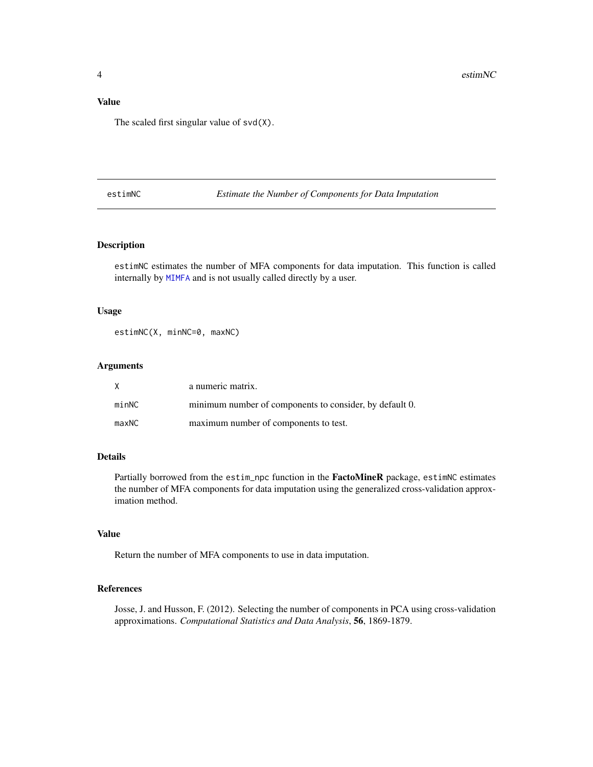### Value

The scaled first singular value of `svd(X)`.

---

## estimNC — *Estimate the Number of Components for Data Imputation*

### Description

`estimNC` estimates the number of MFA components for data imputation. This function is called internally by `MIMFA` and is not usually called directly by a user.

### Usage

```
estimNC(X, minNC=0, maxNC)
```

### Arguments

| | |
|---|---|
| `X` | a numeric matrix. |
| `minNC` | minimum number of components to consider, by default 0. |
| `maxNC` | maximum number of components to test. |

### Details

Partially borrowed from the `estim_npc` function in the **FactoMineR** package, `estimNC` estimates the number of MFA components for data imputation using the generalized cross-validation approximation method.

### Value

Return the number of MFA components to use in data imputation.

### References

Josse, J. and Husson, F. (2012). Selecting the number of components in PCA using cross-validation approximations. *Computational Statistics and Data Analysis*, **56**, 1869-1879.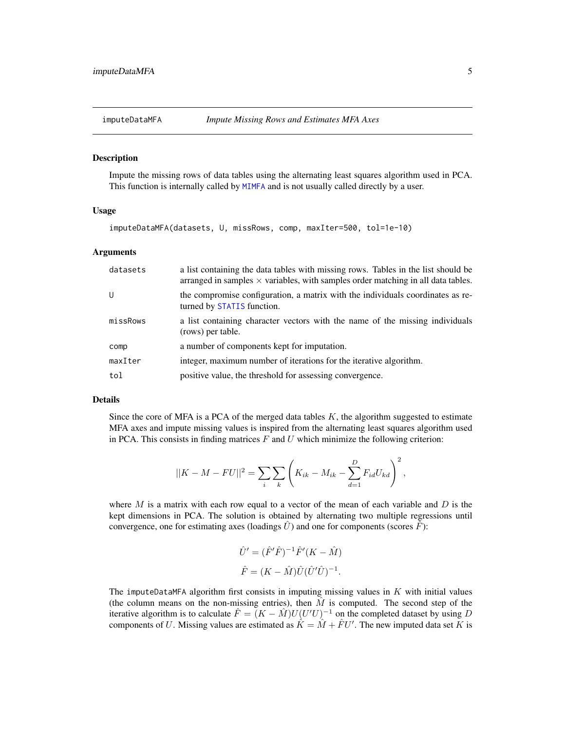## imputeDataMFA *Impute Missing Rows and Estimates MFA Axes*

### Description

Impute the missing rows of data tables using the alternating least squares algorithm used in PCA. This function is internally called by MIMFA and is not usually called directly by a user.

### Usage

```
imputeDataMFA(datasets, U, missRows, comp, maxIter=500, tol=1e-10)
```

### Arguments

| | |
|---|---|
| datasets | a list containing the data tables with missing rows. Tables in the list should be arranged in samples $\times$ variables, with samples order matching in all data tables. |
| U | the compromise configuration, a matrix with the individuals coordinates as returned by STATIS function. |
| missRows | a list containing character vectors with the name of the missing individuals (rows) per table. |
| comp | a number of components kept for imputation. |
| maxIter | integer, maximum number of iterations for the iterative algorithm. |
| tol | positive value, the threshold for assessing convergence. |

### Details

Since the core of MFA is a PCA of the merged data tables $K$, the algorithm suggested to estimate MFA axes and impute missing values is inspired from the alternating least squares algorithm used in PCA. This consists in finding matrices $F$ and $U$ which minimize the following criterion:

$$||K - M - FU||^2 = \sum_i \sum_k \left( K_{ik} - M_{ik} - \sum_{d=1}^{D} F_{id} U_{kd} \right)^2,$$

where $M$ is a matrix with each row equal to a vector of the mean of each variable and $D$ is the kept dimensions in PCA. The solution is obtained by alternating two multiple regressions until convergence, one for estimating axes (loadings $\hat{U}$) and one for components (scores $\hat{F}$):

$$\hat{U}' = (\hat{F}'\hat{F})^{-1}\hat{F}'(K - \hat{M})$$

$$\hat{F} = (K - \hat{M})\hat{U}(\hat{U}'\hat{U})^{-1}.$$

The imputeDataMFA algorithm first consists in imputing missing values in $K$ with initial values (the column means on the non-missing entries), then $\hat{M}$ is computed. The second step of the iterative algorithm is to calculate $\hat{F} = (K - \hat{M})U(U'U)^{-1}$ on the completed dataset by using $D$ components of $U$. Missing values are estimated as $\hat{K} = \hat{M} + \hat{F}U'$. The new imputed data set $K$ is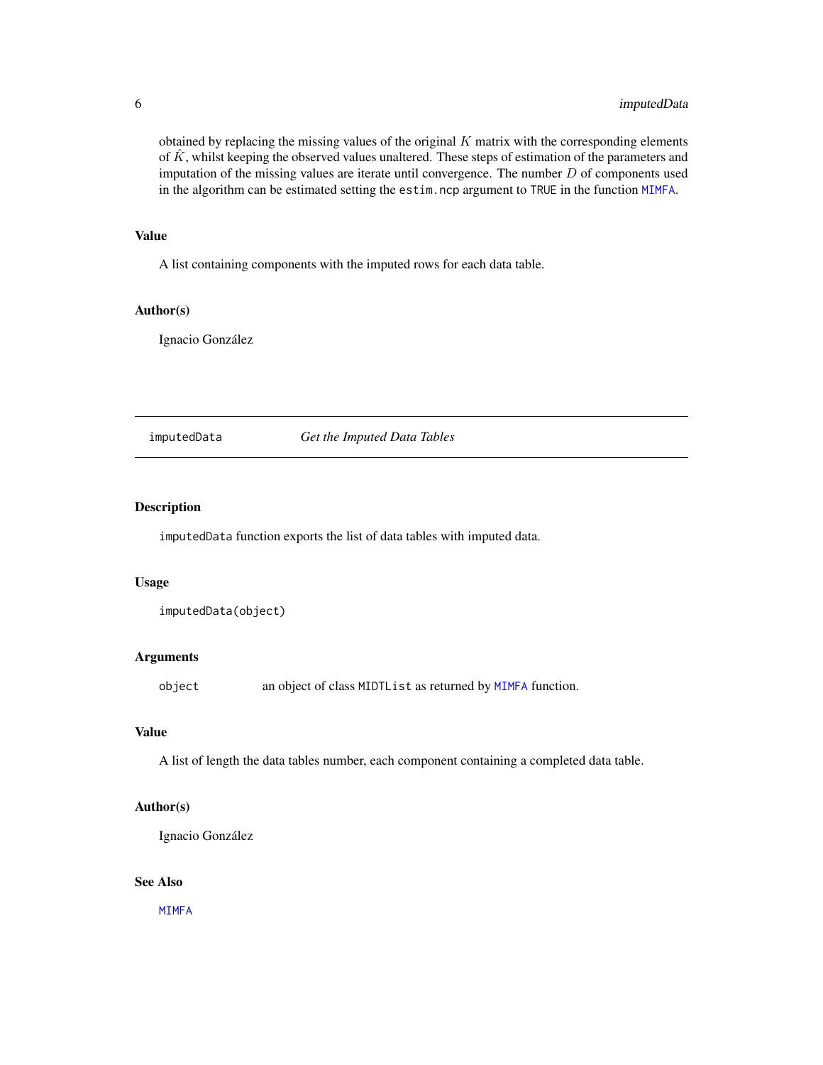obtained by replacing the missing values of the original $K$ matrix with the corresponding elements of $\hat{K}$, whilst keeping the observed values unaltered. These steps of estimation of the parameters and imputation of the missing values are iterate until convergence. The number $D$ of components used in the algorithm can be estimated setting the `estim.ncp` argument to `TRUE` in the function `MIMFA`.

### Value

A list containing components with the imputed rows for each data table.

### Author(s)

Ignacio González

---

## imputedData — *Get the Imputed Data Tables*

---

### Description

`imputedData` function exports the list of data tables with imputed data.

### Usage

```
imputedData(object)
```

### Arguments

`object` an object of class `MIDTList` as returned by `MIMFA` function.

### Value

A list of length the data tables number, each component containing a completed data table.

### Author(s)

Ignacio González

### See Also

`MIMFA`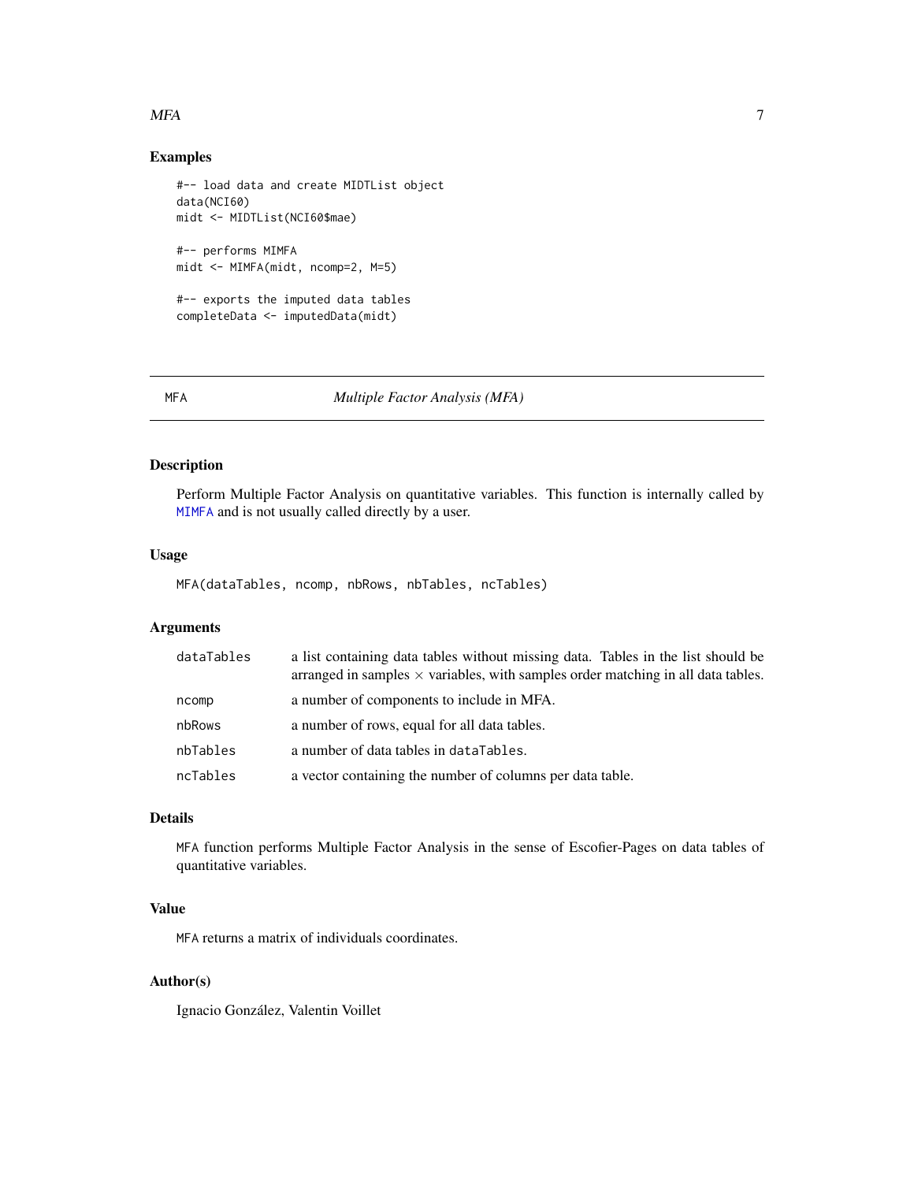## Examples

```
#-- load data and create MIDTList object
data(NCI60)
midt <- MIDTList(NCI60$mae)

#-- performs MIMFA
midt <- MIMFA(midt, ncomp=2, M=5)

#-- exports the imputed data tables
completeData <- imputedData(midt)
```

---

# MFA *Multiple Factor Analysis (MFA)*

---

## Description

Perform Multiple Factor Analysis on quantitative variables. This function is internally called by MIMFA and is not usually called directly by a user.

## Usage

```
MFA(dataTables, ncomp, nbRows, nbTables, ncTables)
```

## Arguments

| | |
|---|---|
| dataTables | a list containing data tables without missing data. Tables in the list should be arranged in samples $\times$ variables, with samples order matching in all data tables. |
| ncomp | a number of components to include in MFA. |
| nbRows | a number of rows, equal for all data tables. |
| nbTables | a number of data tables in `dataTables`. |
| ncTables | a vector containing the number of columns per data table. |

## Details

`MFA` function performs Multiple Factor Analysis in the sense of Escofier-Pages on data tables of quantitative variables.

## Value

`MFA` returns a matrix of individuals coordinates.

## Author(s)

Ignacio González, Valentin Voillet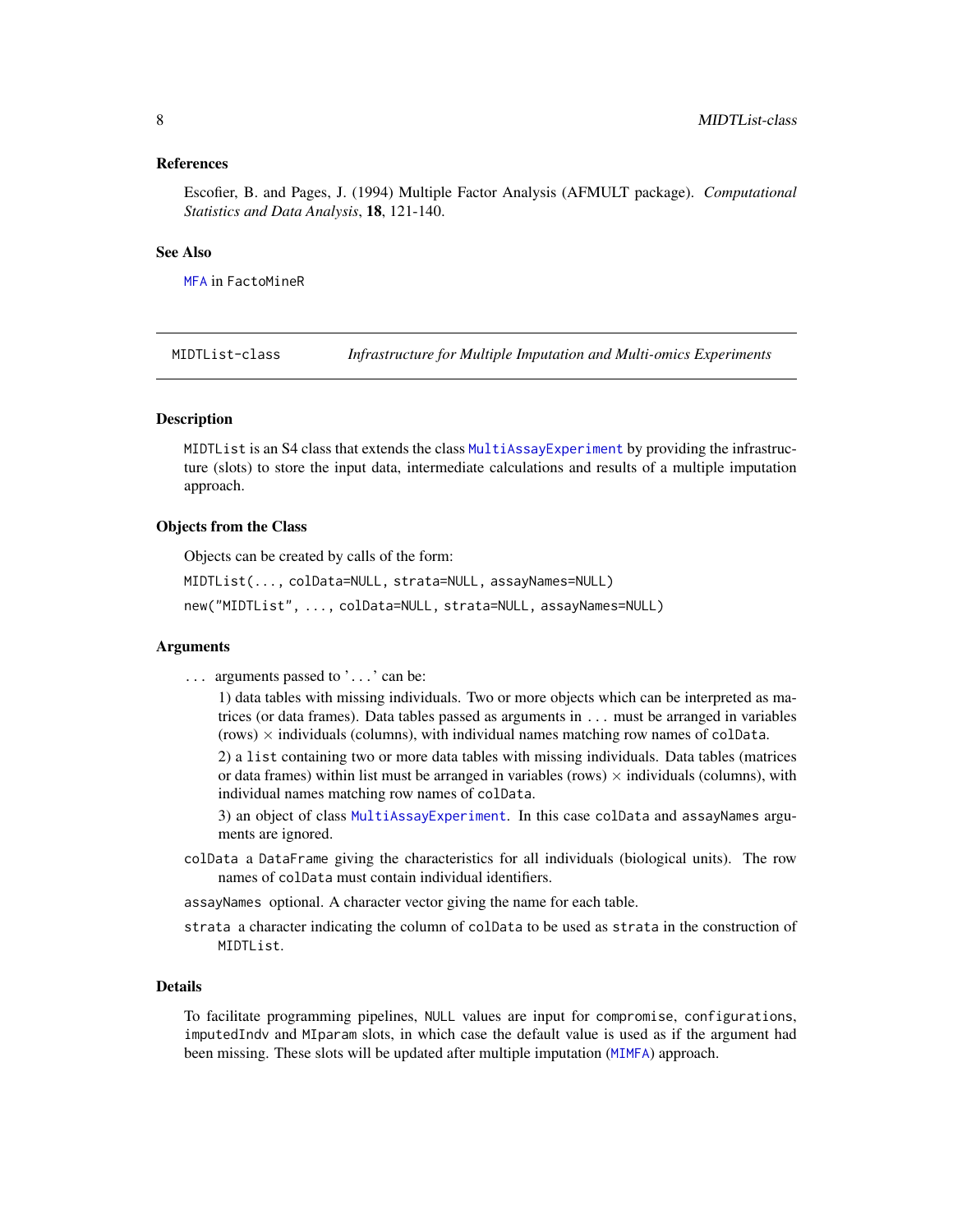### References

Escofier, B. and Pages, J. (1994) Multiple Factor Analysis (AFMULT package). *Computational Statistics and Data Analysis*, **18**, 121-140.

### See Also

MFA in FactoMineR

---

## MIDTList-class — *Infrastructure for Multiple Imputation and Multi-omics Experiments*

---

### Description

MIDTList is an S4 class that extends the class MultiAssayExperiment by providing the infrastructure (slots) to store the input data, intermediate calculations and results of a multiple imputation approach.

### Objects from the Class

Objects can be created by calls of the form:

```
MIDTList(..., colData=NULL, strata=NULL, assayNames=NULL)
new("MIDTList", ..., colData=NULL, strata=NULL, assayNames=NULL)
```

### Arguments

`...` arguments passed to '`...`' can be:

1) data tables with missing individuals. Two or more objects which can be interpreted as matrices (or data frames). Data tables passed as arguments in `...` must be arranged in variables (rows) $\times$ individuals (columns), with individual names matching row names of `colData`.

2) a `list` containing two or more data tables with missing individuals. Data tables (matrices or data frames) within list must be arranged in variables (rows) $\times$ individuals (columns), with individual names matching row names of `colData`.

3) an object of class MultiAssayExperiment. In this case `colData` and `assayNames` arguments are ignored.

`colData` a `DataFrame` giving the characteristics for all individuals (biological units). The row names of `colData` must contain individual identifiers.

`assayNames` optional. A character vector giving the name for each table.

`strata` a character indicating the column of `colData` to be used as `strata` in the construction of `MIDTList`.

### Details

To facilitate programming pipelines, `NULL` values are input for `compromise`, `configurations`, `imputedIndv` and `MIparam` slots, in which case the default value is used as if the argument had been missing. These slots will be updated after multiple imputation (MIMFA) approach.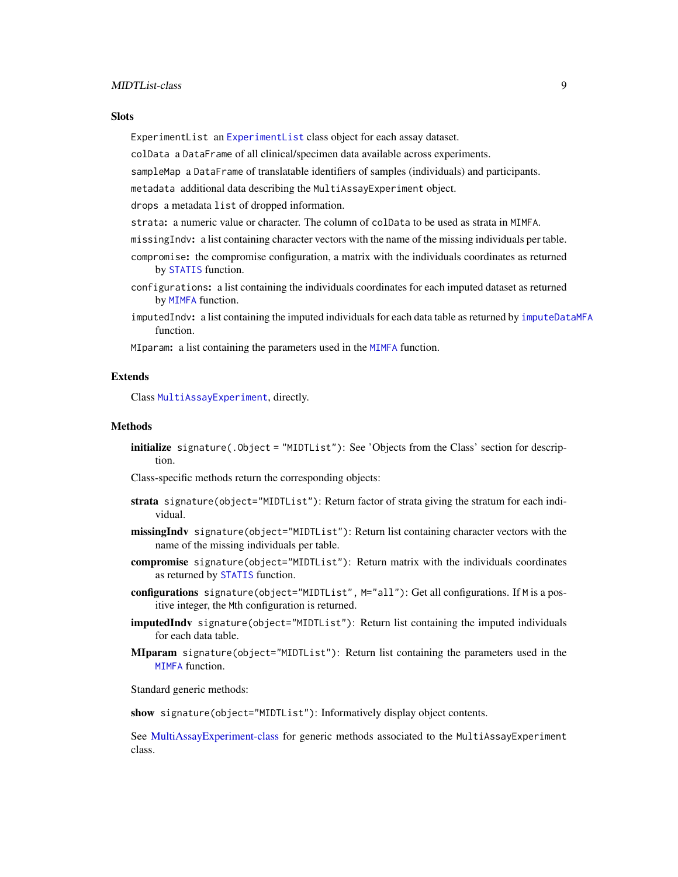## Slots

`ExperimentList` an `ExperimentList` class object for each assay dataset.

`colData` a `DataFrame` of all clinical/specimen data available across experiments.

`sampleMap` a `DataFrame` of translatable identifiers of samples (individuals) and participants.

`metadata` additional data describing the `MultiAssayExperiment` object.

`drops` a metadata `list` of dropped information.

`strata`**:** a numeric value or character. The column of `colData` to be used as strata in `MIMFA`.

`missingIndv`**:** a list containing character vectors with the name of the missing individuals per table.

`compromise`**:** the compromise configuration, a matrix with the individuals coordinates as returned by `STATIS` function.

`configurations`**:** a list containing the individuals coordinates for each imputed dataset as returned by `MIMFA` function.

`imputedIndv`**:** a list containing the imputed individuals for each data table as returned by `imputeDataMFA` function.

`MIparam`**:** a list containing the parameters used in the `MIMFA` function.

## Extends

Class `MultiAssayExperiment`, directly.

## Methods

**initialize** `signature(.Object = "MIDTList")`: See 'Objects from the Class' section for description.

Class-specific methods return the corresponding objects:

**strata** `signature(object="MIDTList")`: Return factor of strata giving the stratum for each individual.

**missingIndv** `signature(object="MIDTList")`: Return list containing character vectors with the name of the missing individuals per table.

**compromise** `signature(object="MIDTList")`: Return matrix with the individuals coordinates as returned by `STATIS` function.

**configurations** `signature(object="MIDTList", M="all")`: Get all configurations. If `M` is a positive integer, the `M`th configuration is returned.

**imputedIndv** `signature(object="MIDTList")`: Return list containing the imputed individuals for each data table.

**MIparam** `signature(object="MIDTList")`: Return list containing the parameters used in the `MIMFA` function.

Standard generic methods:

**show** `signature(object="MIDTList")`: Informatively display object contents.

See MultiAssayExperiment-class for generic methods associated to the `MultiAssayExperiment` class.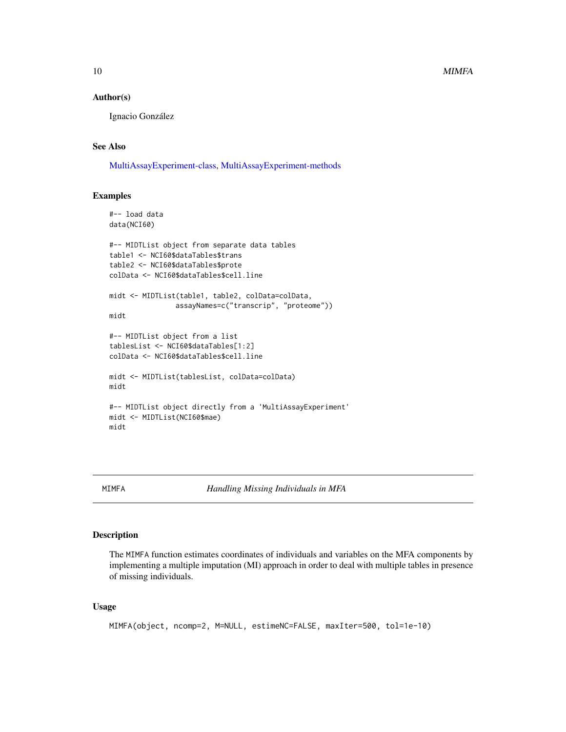## Author(s)

Ignacio González

## See Also

MultiAssayExperiment-class, MultiAssayExperiment-methods

## Examples

```
#-- load data
data(NCI60)

#-- MIDTList object from separate data tables
table1 <- NCI60$dataTables$trans
table2 <- NCI60$dataTables$prote
colData <- NCI60$dataTables$cell.line

midt <- MIDTList(table1, table2, colData=colData,
                assayNames=c("transcrip", "proteome"))
midt

#-- MIDTList object from a list
tablesList <- NCI60$dataTables[1:2]
colData <- NCI60$dataTables$cell.line

midt <- MIDTList(tablesList, colData=colData)
midt

#-- MIDTList object directly from a 'MultiAssayExperiment'
midt <- MIDTList(NCI60$mae)
midt
```

---

# MIMFA — *Handling Missing Individuals in MFA*

## Description

The MIMFA function estimates coordinates of individuals and variables on the MFA components by implementing a multiple imputation (MI) approach in order to deal with multiple tables in presence of missing individuals.

## Usage

```
MIMFA(object, ncomp=2, M=NULL, estimeNC=FALSE, maxIter=500, tol=1e-10)
```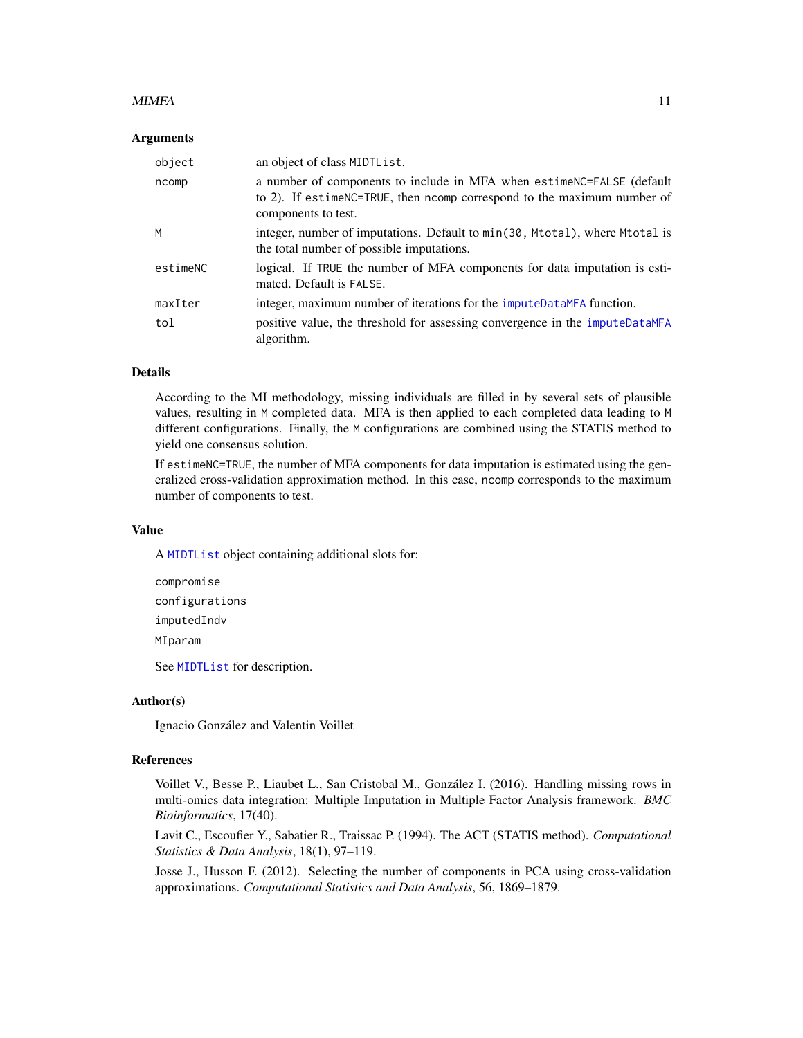### Arguments

| | |
|---|---|
| `object` | an object of class `MIDTList`. |
| `ncomp` | a number of components to include in MFA when `estimeNC=FALSE` (default to 2). If `estimeNC=TRUE`, then `ncomp` correspond to the maximum number of components to test. |
| `M` | integer, number of imputations. Default to `min(30, Mtotal)`, where `Mtotal` is the total number of possible imputations. |
| `estimeNC` | logical. If `TRUE` the number of MFA components for data imputation is estimated. Default is `FALSE`. |
| `maxIter` | integer, maximum number of iterations for the `imputeDataMFA` function. |
| `tol` | positive value, the threshold for assessing convergence in the `imputeDataMFA` algorithm. |

### Details

According to the MI methodology, missing individuals are filled in by several sets of plausible values, resulting in `M` completed data. MFA is then applied to each completed data leading to `M` different configurations. Finally, the `M` configurations are combined using the STATIS method to yield one consensus solution.

If `estimeNC=TRUE`, the number of MFA components for data imputation is estimated using the generalized cross-validation approximation method. In this case, `ncomp` corresponds to the maximum number of components to test.

### Value

A `MIDTList` object containing additional slots for:

`compromise`

`configurations`

`imputedIndv`

`MIparam`

See `MIDTList` for description.

### Author(s)

Ignacio González and Valentin Voillet

### References

Voillet V., Besse P., Liaubet L., San Cristobal M., González I. (2016). Handling missing rows in multi-omics data integration: Multiple Imputation in Multiple Factor Analysis framework. *BMC Bioinformatics*, 17(40).

Lavit C., Escoufier Y., Sabatier R., Traissac P. (1994). The ACT (STATIS method). *Computational Statistics & Data Analysis*, 18(1), 97–119.

Josse J., Husson F. (2012). Selecting the number of components in PCA using cross-validation approximations. *Computational Statistics and Data Analysis*, 56, 1869–1879.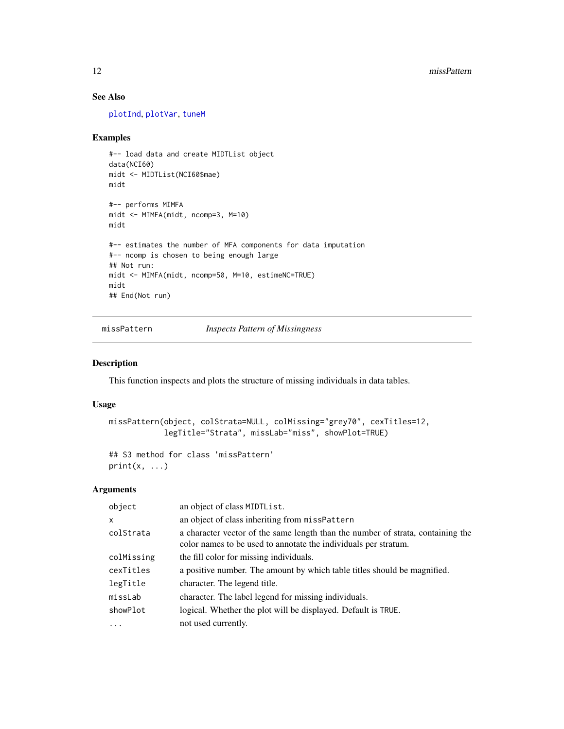## See Also

plotInd, plotVar, tuneM

## Examples

```
#-- load data and create MIDTList object
data(NCI60)
midt <- MIDTList(NCI60$mae)
midt

#-- performs MIMFA
midt <- MIMFA(midt, ncomp=3, M=10)
midt

#-- estimates the number of MFA components for data imputation
#-- ncomp is chosen to being enough large
## Not run:
midt <- MIMFA(midt, ncomp=50, M=10, estimeNC=TRUE)
midt
## End(Not run)
```

---

# missPattern *Inspects Pattern of Missingness*

---

## Description

This function inspects and plots the structure of missing individuals in data tables.

## Usage

```
missPattern(object, colStrata=NULL, colMissing="grey70", cexTitles=12,
            legTitle="Strata", missLab="miss", showPlot=TRUE)

## S3 method for class 'missPattern'
print(x, ...)
```

## Arguments

| | |
|---|---|
| `object` | an object of class `MIDTList`. |
| `x` | an object of class inheriting from `missPattern` |
| `colStrata` | a character vector of the same length than the number of strata, containing the color names to be used to annotate the individuals per stratum. |
| `colMissing` | the fill color for missing individuals. |
| `cexTitles` | a positive number. The amount by which table titles should be magnified. |
| `legTitle` | character. The legend title. |
| `missLab` | character. The label legend for missing individuals. |
| `showPlot` | logical. Whether the plot will be displayed. Default is `TRUE`. |
| `...` | not used currently. |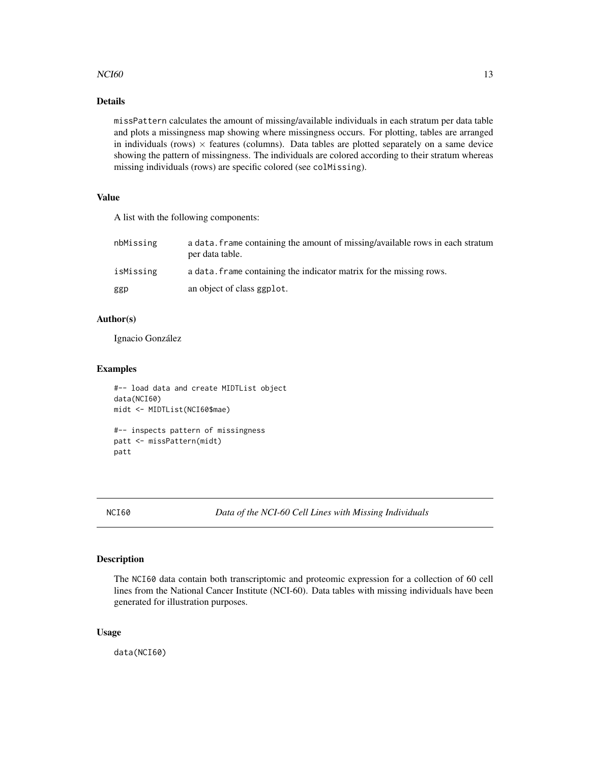### Details

`missPattern` calculates the amount of missing/available individuals in each stratum per data table and plots a missingness map showing where missingness occurs. For plotting, tables are arranged in individuals (rows) $\times$ features (columns). Data tables are plotted separately on a same device showing the pattern of missingness. The individuals are colored according to their stratum whereas missing individuals (rows) are specific colored (see `colMissing`).

### Value

A list with the following components:

| | |
|---|---|
| `nbMissing` | a `data.frame` containing the amount of missing/available rows in each stratum per data table. |
| `isMissing` | a `data.frame` containing the indicator matrix for the missing rows. |
| `ggp` | an object of class `ggplot`. |

### Author(s)

Ignacio González

### Examples

```
#-- load data and create MIDTList object
data(NCI60)
midt <- MIDTList(NCI60$mae)

#-- inspects pattern of missingness
patt <- missPattern(midt)
patt
```

---

## NCI60 *Data of the NCI-60 Cell Lines with Missing Individuals*

### Description

The `NCI60` data contain both transcriptomic and proteomic expression for a collection of 60 cell lines from the National Cancer Institute (NCI-60). Data tables with missing individuals have been generated for illustration purposes.

### Usage

```
data(NCI60)
```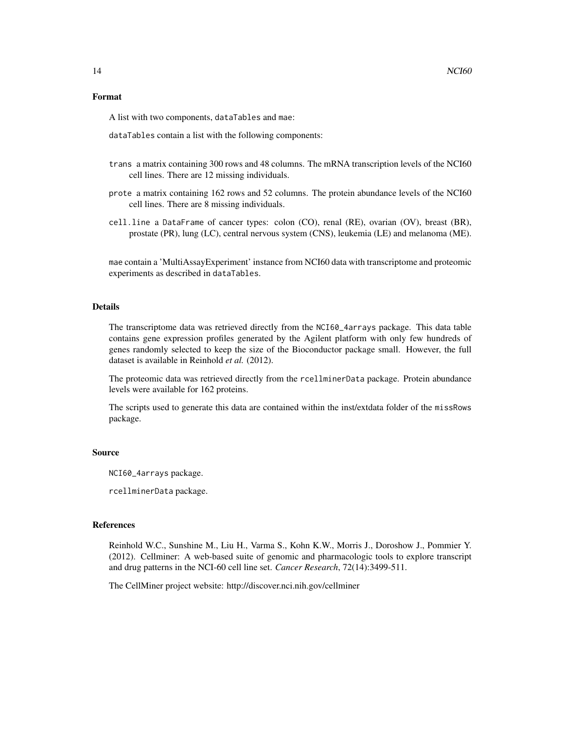### Format

A list with two components, `dataTables` and `mae`:

`dataTables` contain a list with the following components:

- `trans` a matrix containing 300 rows and 48 columns. The mRNA transcription levels of the NCI60 cell lines. There are 12 missing individuals.
- `prote` a matrix containing 162 rows and 52 columns. The protein abundance levels of the NCI60 cell lines. There are 8 missing individuals.
- `cell.line` a `DataFrame` of cancer types: colon (CO), renal (RE), ovarian (OV), breast (BR), prostate (PR), lung (LC), central nervous system (CNS), leukemia (LE) and melanoma (ME).

`mae` contain a 'MultiAssayExperiment' instance from NCI60 data with transcriptome and proteomic experiments as described in `dataTables`.

### Details

The transcriptome data was retrieved directly from the `NCI60_4arrays` package. This data table contains gene expression profiles generated by the Agilent platform with only few hundreds of genes randomly selected to keep the size of the Bioconductor package small. However, the full dataset is available in Reinhold *et al.* (2012).

The proteomic data was retrieved directly from the `rcellminerData` package. Protein abundance levels were available for 162 proteins.

The scripts used to generate this data are contained within the inst/extdata folder of the `missRows` package.

### Source

`NCI60_4arrays` package.

`rcellminerData` package.

### References

Reinhold W.C., Sunshine M., Liu H., Varma S., Kohn K.W., Morris J., Doroshow J., Pommier Y. (2012). Cellminer: A web-based suite of genomic and pharmacologic tools to explore transcript and drug patterns in the NCI-60 cell line set. *Cancer Research*, 72(14):3499-511.

The CellMiner project website: http://discover.nci.nih.gov/cellminer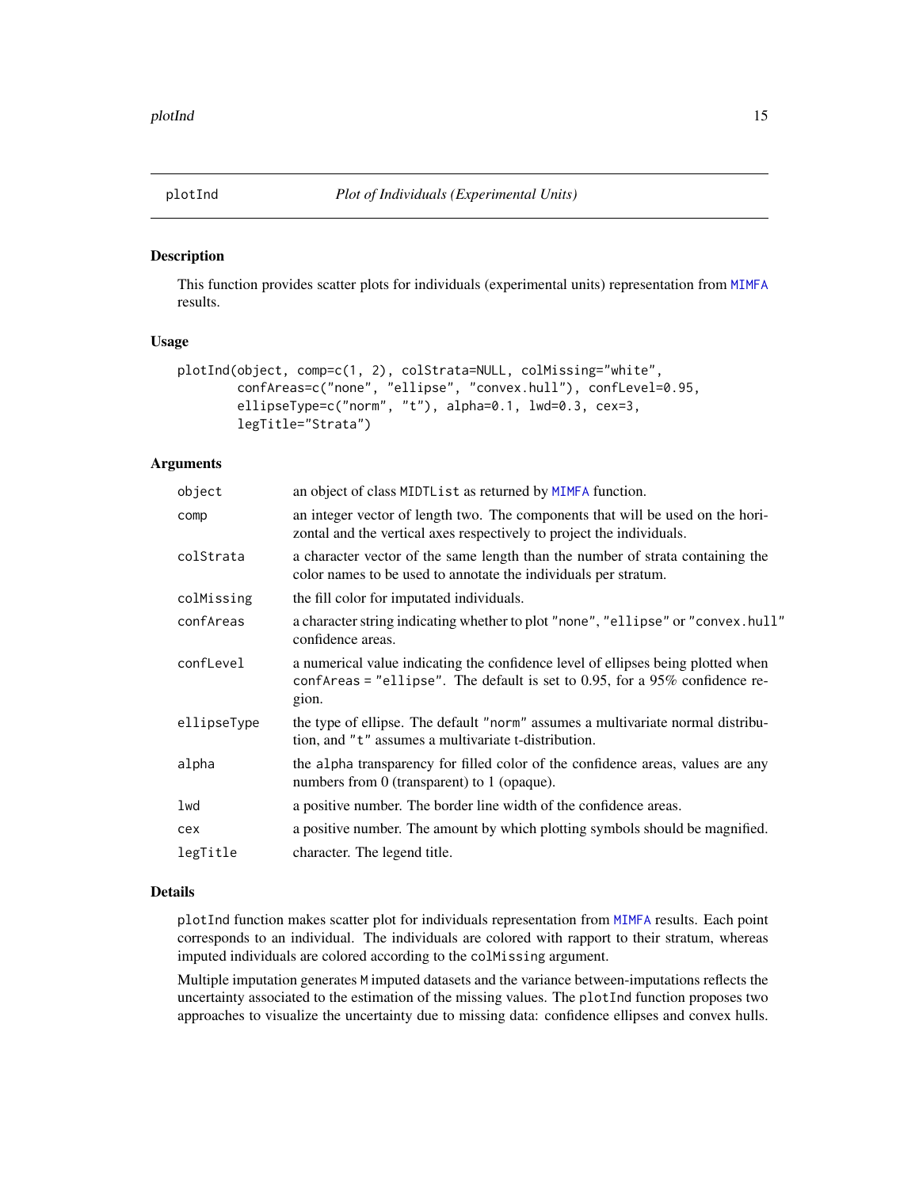## plotInd — *Plot of Individuals (Experimental Units)*

### Description

This function provides scatter plots for individuals (experimental units) representation from MIMFA results.

### Usage

```
plotInd(object, comp=c(1, 2), colStrata=NULL, colMissing="white",
        confAreas=c("none", "ellipse", "convex.hull"), confLevel=0.95,
        ellipseType=c("norm", "t"), alpha=0.1, lwd=0.3, cex=3,
        legTitle="Strata")
```

### Arguments

| | |
|---|---|
| `object` | an object of class `MIDTList` as returned by MIMFA function. |
| `comp` | an integer vector of length two. The components that will be used on the horizontal and the vertical axes respectively to project the individuals. |
| `colStrata` | a character vector of the same length than the number of strata containing the color names to be used to annotate the individuals per stratum. |
| `colMissing` | the fill color for imputated individuals. |
| `confAreas` | a character string indicating whether to plot `"none"`, `"ellipse"` or `"convex.hull"` confidence areas. |
| `confLevel` | a numerical value indicating the confidence level of ellipses being plotted when `confAreas = "ellipse"`. The default is set to 0.95, for a 95% confidence region. |
| `ellipseType` | the type of ellipse. The default `"norm"` assumes a multivariate normal distribution, and `"t"` assumes a multivariate t-distribution. |
| `alpha` | the `alpha` transparency for filled color of the confidence areas, values are any numbers from 0 (transparent) to 1 (opaque). |
| `lwd` | a positive number. The border line width of the confidence areas. |
| `cex` | a positive number. The amount by which plotting symbols should be magnified. |
| `legTitle` | character. The legend title. |

### Details

`plotInd` function makes scatter plot for individuals representation from MIMFA results. Each point corresponds to an individual. The individuals are colored with rapport to their stratum, whereas imputed individuals are colored according to the `colMissing` argument.

Multiple imputation generates `M` imputed datasets and the variance between-imputations reflects the uncertainty associated to the estimation of the missing values. The `plotInd` function proposes two approaches to visualize the uncertainty due to missing data: confidence ellipses and convex hulls.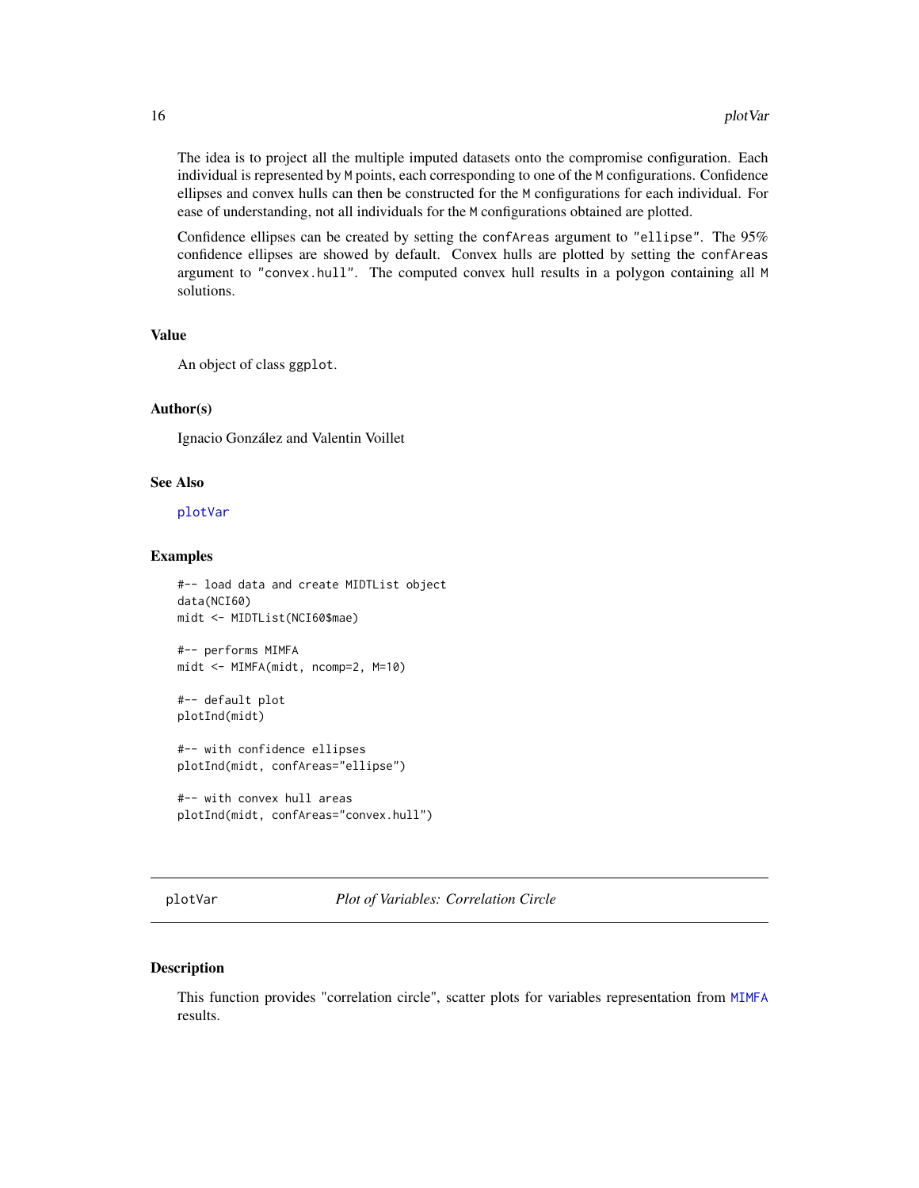The idea is to project all the multiple imputed datasets onto the compromise configuration. Each individual is represented by `M` points, each corresponding to one of the `M` configurations. Confidence ellipses and convex hulls can then be constructed for the `M` configurations for each individual. For ease of understanding, not all individuals for the `M` configurations obtained are plotted.

Confidence ellipses can be created by setting the `confAreas` argument to `"ellipse"`. The 95% confidence ellipses are showed by default. Convex hulls are plotted by setting the `confAreas` argument to `"convex.hull"`. The computed convex hull results in a polygon containing all `M` solutions.

### Value

An object of class `ggplot`.

### Author(s)

Ignacio González and Valentin Voillet

### See Also

`plotVar`

### Examples

```
#-- load data and create MIDTList object
data(NCI60)
midt <- MIDTList(NCI60$mae)

#-- performs MIMFA
midt <- MIMFA(midt, ncomp=2, M=10)

#-- default plot
plotInd(midt)

#-- with confidence ellipses
plotInd(midt, confAreas="ellipse")

#-- with convex hull areas
plotInd(midt, confAreas="convex.hull")
```

---

## plotVar — *Plot of Variables: Correlation Circle*

---

### Description

This function provides "correlation circle", scatter plots for variables representation from `MIMFA` results.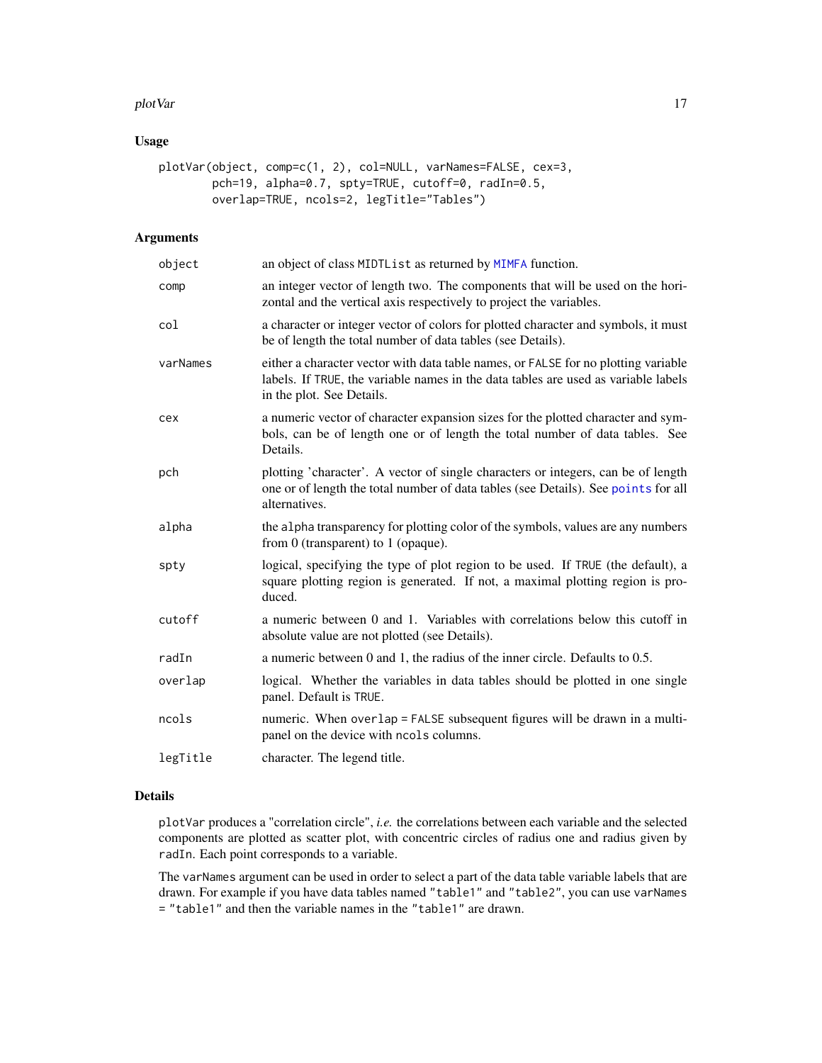## Usage

```
plotVar(object, comp=c(1, 2), col=NULL, varNames=FALSE, cex=3,
        pch=19, alpha=0.7, spty=TRUE, cutoff=0, radIn=0.5,
        overlap=TRUE, ncols=2, legTitle="Tables")
```

## Arguments

| | |
|---|---|
| `object` | an object of class `MIDTList` as returned by `MIMFA` function. |
| `comp` | an integer vector of length two. The components that will be used on the horizontal and the vertical axis respectively to project the variables. |
| `col` | a character or integer vector of colors for plotted character and symbols, it must be of length the total number of data tables (see Details). |
| `varNames` | either a character vector with data table names, or `FALSE` for no plotting variable labels. If `TRUE`, the variable names in the data tables are used as variable labels in the plot. See Details. |
| `cex` | a numeric vector of character expansion sizes for the plotted character and symbols, can be of length one or of length the total number of data tables. See Details. |
| `pch` | plotting 'character'. A vector of single characters or integers, can be of length one or of length the total number of data tables (see Details). See `points` for all alternatives. |
| `alpha` | the `alpha` transparency for plotting color of the symbols, values are any numbers from 0 (transparent) to 1 (opaque). |
| `spty` | logical, specifying the type of plot region to be used. If `TRUE` (the default), a square plotting region is generated. If not, a maximal plotting region is produced. |
| `cutoff` | a numeric between 0 and 1. Variables with correlations below this cutoff in absolute value are not plotted (see Details). |
| `radIn` | a numeric between 0 and 1, the radius of the inner circle. Defaults to 0.5. |
| `overlap` | logical. Whether the variables in data tables should be plotted in one single panel. Default is `TRUE`. |
| `ncols` | numeric. When `overlap = FALSE` subsequent figures will be drawn in a multi-panel on the device with `ncols` columns. |
| `legTitle` | character. The legend title. |

## Details

`plotVar` produces a "correlation circle", *i.e.* the correlations between each variable and the selected components are plotted as scatter plot, with concentric circles of radius one and radius given by `radIn`. Each point corresponds to a variable.

The `varNames` argument can be used in order to select a part of the data table variable labels that are drawn. For example if you have data tables named `"table1"` and `"table2"`, you can use `varNames = "table1"` and then the variable names in the `"table1"` are drawn.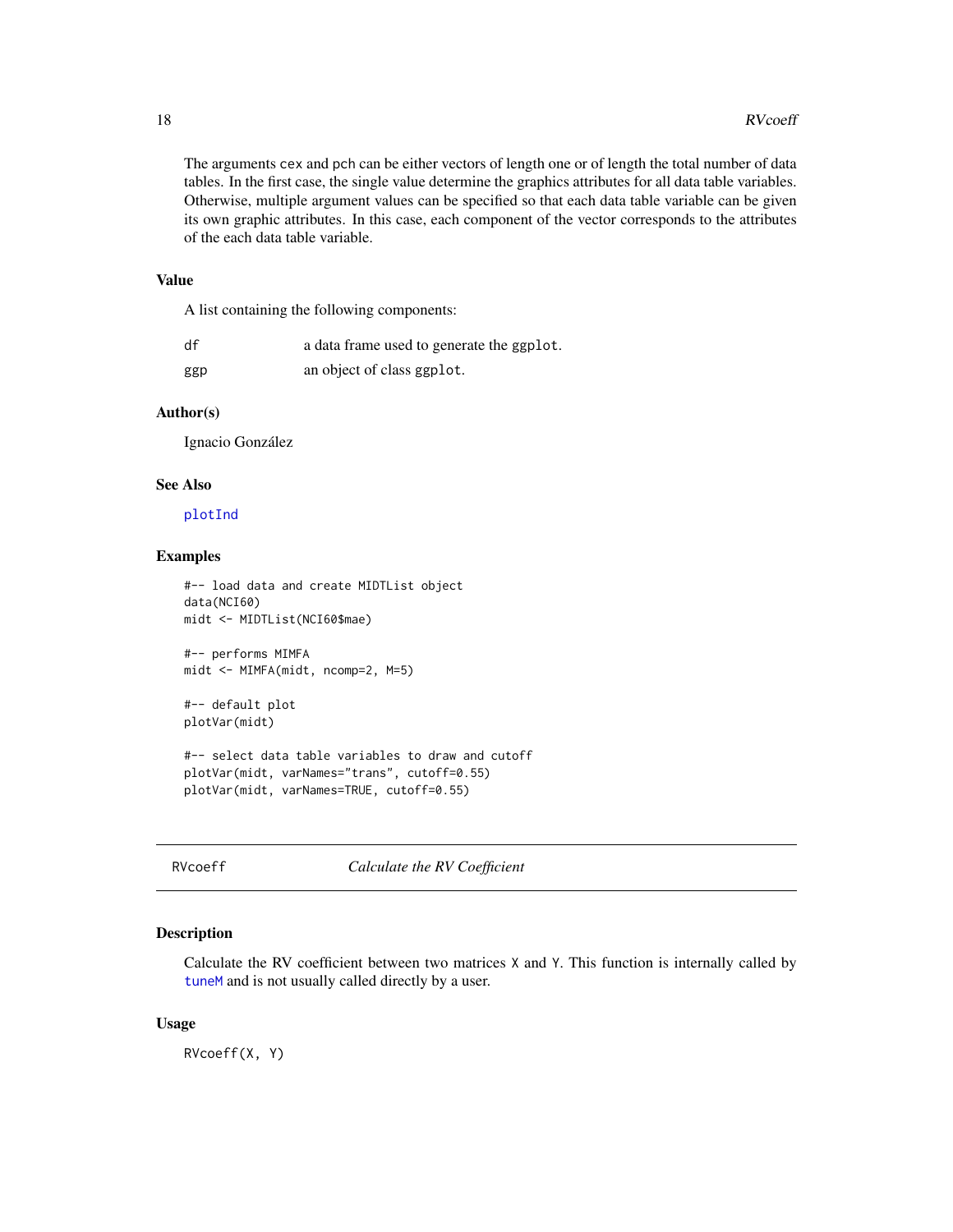The arguments cex and pch can be either vectors of length one or of length the total number of data tables. In the first case, the single value determine the graphics attributes for all data table variables. Otherwise, multiple argument values can be specified so that each data table variable can be given its own graphic attributes. In this case, each component of the vector corresponds to the attributes of the each data table variable.

### Value

A list containing the following components:

| | |
|---|---|
| df | a data frame used to generate the ggplot. |
| ggp | an object of class ggplot. |

### Author(s)

Ignacio González

### See Also

plotInd

### Examples

```
#-- load data and create MIDTList object
data(NCI60)
midt <- MIDTList(NCI60$mae)

#-- performs MIMFA
midt <- MIMFA(midt, ncomp=2, M=5)

#-- default plot
plotVar(midt)

#-- select data table variables to draw and cutoff
plotVar(midt, varNames="trans", cutoff=0.55)
plotVar(midt, varNames=TRUE, cutoff=0.55)
```

---

## RVcoeff — *Calculate the RV Coefficient*

### Description

Calculate the RV coefficient between two matrices X and Y. This function is internally called by tuneM and is not usually called directly by a user.

### Usage

```
RVcoeff(X, Y)
```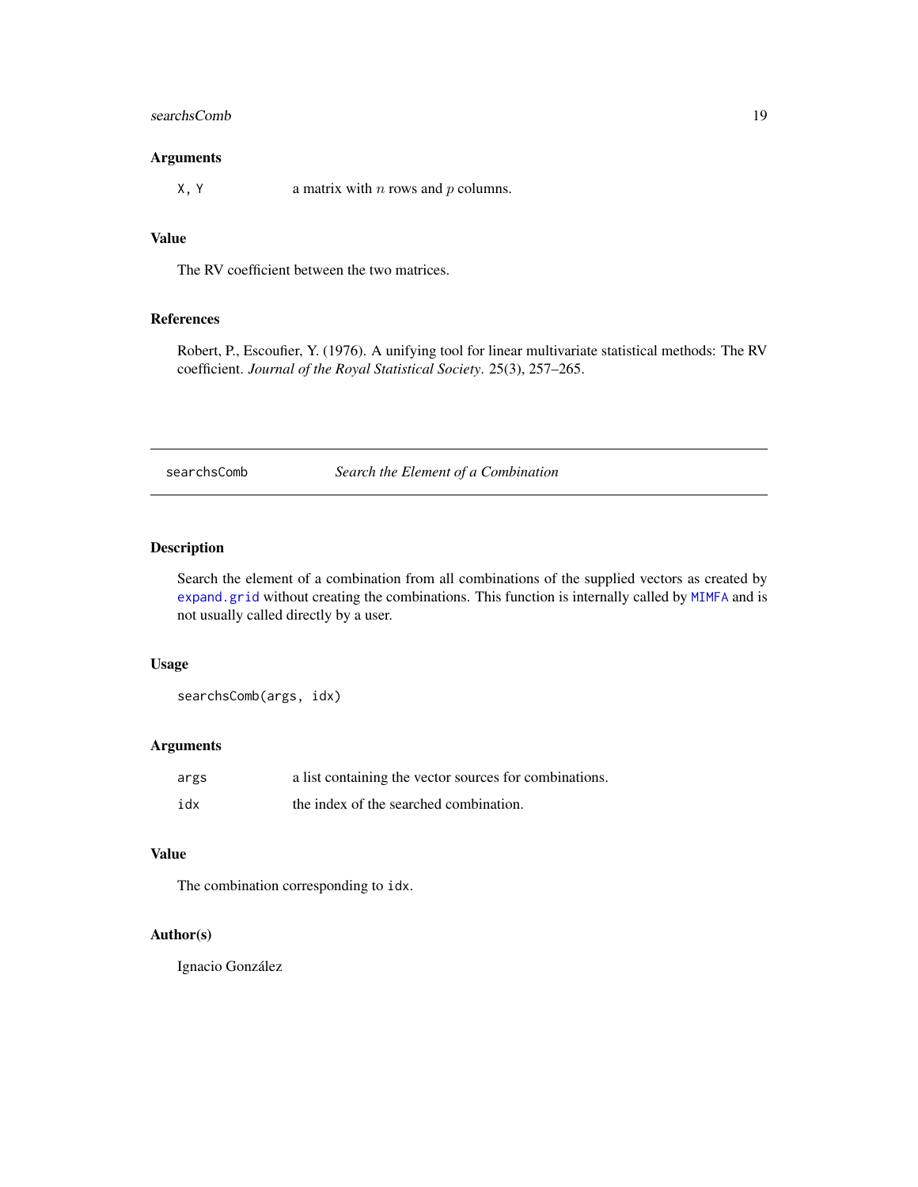### Arguments

| | |
|---|---|
| `X, Y` | a matrix with $n$ rows and $p$ columns. |

### Value

The RV coefficient between the two matrices.

### References

Robert, P., Escoufier, Y. (1976). A unifying tool for linear multivariate statistical methods: The RV coefficient. *Journal of the Royal Statistical Society*. 25(3), 257–265.

---

## `searchsComb` *Search the Element of a Combination*

---

### Description

Search the element of a combination from all combinations of the supplied vectors as created by `expand.grid` without creating the combinations. This function is internally called by `MIMFA` and is not usually called directly by a user.

### Usage

```
searchsComb(args, idx)
```

### Arguments

| | |
|---|---|
| `args` | a list containing the vector sources for combinations. |
| `idx` | the index of the searched combination. |

### Value

The combination corresponding to `idx`.

### Author(s)

Ignacio González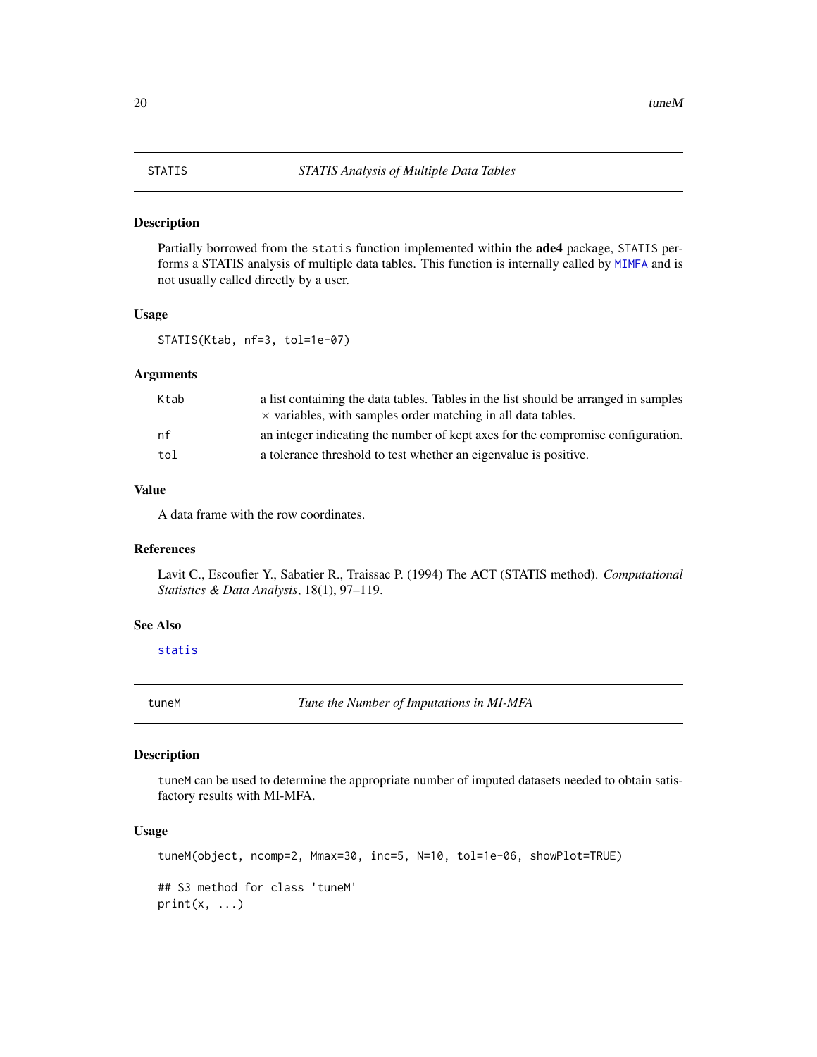## STATIS — *STATIS Analysis of Multiple Data Tables*

### Description

Partially borrowed from the `statis` function implemented within the **ade4** package, `STATIS` performs a STATIS analysis of multiple data tables. This function is internally called by `MIMFA` and is not usually called directly by a user.

### Usage

```
STATIS(Ktab, nf=3, tol=1e-07)
```

### Arguments

| | |
|---|---|
| `Ktab` | a list containing the data tables. Tables in the list should be arranged in samples $\times$ variables, with samples order matching in all data tables. |
| `nf` | an integer indicating the number of kept axes for the compromise configuration. |
| `tol` | a tolerance threshold to test whether an eigenvalue is positive. |

### Value

A data frame with the row coordinates.

### References

Lavit C., Escoufier Y., Sabatier R., Traissac P. (1994) The ACT (STATIS method). *Computational Statistics & Data Analysis*, 18(1), 97–119.

### See Also

`statis`

## tuneM — *Tune the Number of Imputations in MI-MFA*

### Description

`tuneM` can be used to determine the appropriate number of imputed datasets needed to obtain satisfactory results with MI-MFA.

### Usage

```
tuneM(object, ncomp=2, Mmax=30, inc=5, N=10, tol=1e-06, showPlot=TRUE)

## S3 method for class 'tuneM'
print(x, ...)
```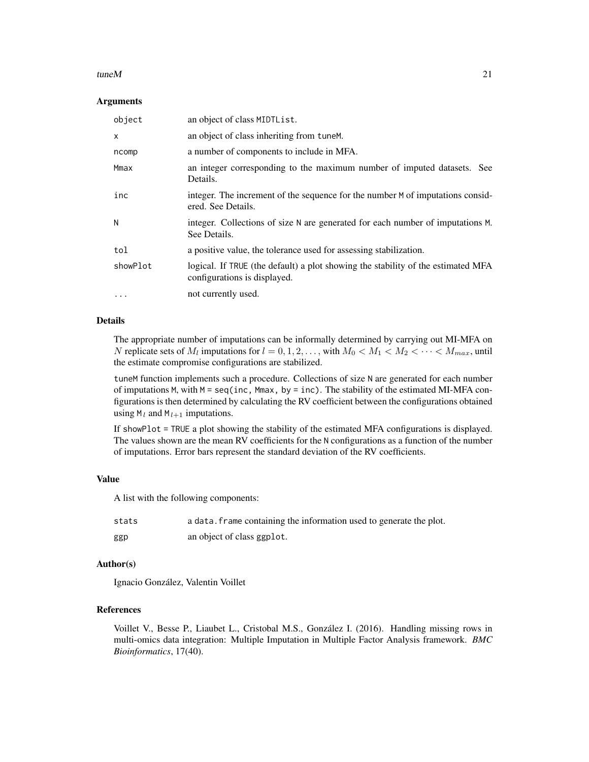### Arguments

| | |
|---|---|
| `object` | an object of class `MIDTList`. |
| `x` | an object of class inheriting from `tuneM`. |
| `ncomp` | a number of components to include in MFA. |
| `Mmax` | an integer corresponding to the maximum number of imputed datasets. See Details. |
| `inc` | integer. The increment of the sequence for the number `M` of imputations considered. See Details. |
| `N` | integer. Collections of size `N` are generated for each number of imputations `M`. See Details. |
| `tol` | a positive value, the tolerance used for assessing stabilization. |
| `showPlot` | logical. If `TRUE` (the default) a plot showing the stability of the estimated MFA configurations is displayed. |
| `...` | not currently used. |

### Details

The appropriate number of imputations can be informally determined by carrying out MI-MFA on $N$ replicate sets of $M_l$ imputations for $l = 0, 1, 2, \ldots$, with $M_0 < M_1 < M_2 < \cdots < M_{max}$, until the estimate compromise configurations are stabilized.

`tuneM` function implements such a procedure. Collections of size `N` are generated for each number of imputations `M`, with `M = seq(inc, Mmax, by = inc)`. The stability of the estimated MI-MFA configurations is then determined by calculating the RV coefficient between the configurations obtained using $\texttt{M}_l$ and $\texttt{M}_{l+1}$ imputations.

If `showPlot = TRUE` a plot showing the stability of the estimated MFA configurations is displayed. The values shown are the mean RV coefficients for the `N` configurations as a function of the number of imputations. Error bars represent the standard deviation of the RV coefficients.

### Value

A list with the following components:

| | |
|---|---|
| `stats` | a `data.frame` containing the information used to generate the plot. |
| `ggp` | an object of class `ggplot`. |

### Author(s)

Ignacio González, Valentin Voillet

### References

Voillet V., Besse P., Liaubet L., Cristobal M.S., González I. (2016). Handling missing rows in multi-omics data integration: Multiple Imputation in Multiple Factor Analysis framework. *BMC Bioinformatics*, 17(40).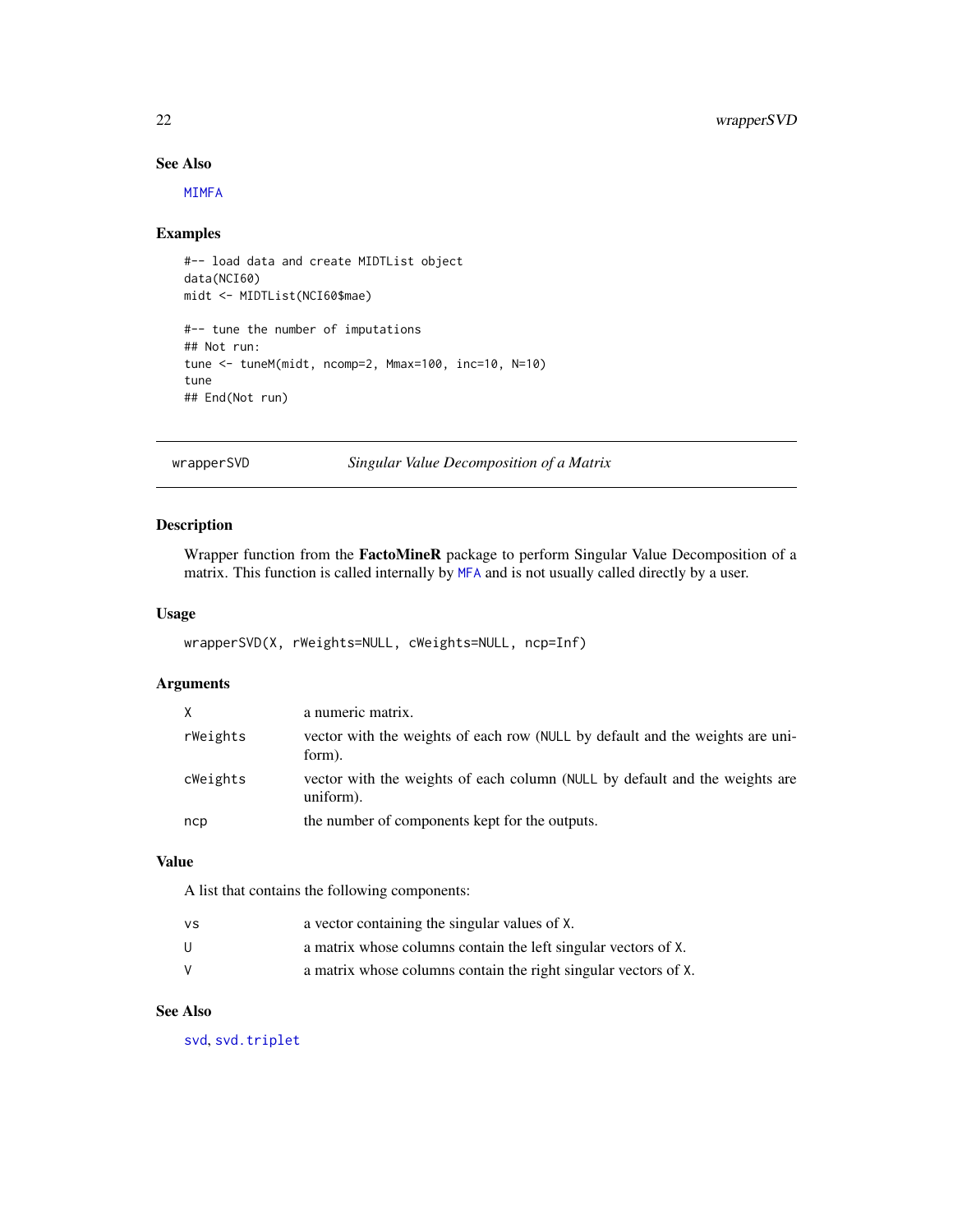### See Also

MIMFA

### Examples

```
#-- load data and create MIDTList object
data(NCI60)
midt <- MIDTList(NCI60$mae)

#-- tune the number of imputations
## Not run:
tune <- tuneM(midt, ncomp=2, Mmax=100, inc=10, N=10)
tune
## End(Not run)
```

---

## wrapperSVD — *Singular Value Decomposition of a Matrix*

### Description

Wrapper function from the **FactoMineR** package to perform Singular Value Decomposition of a matrix. This function is called internally by MFA and is not usually called directly by a user.

### Usage

```
wrapperSVD(X, rWeights=NULL, cWeights=NULL, ncp=Inf)
```

### Arguments

| | |
|---|---|
| X | a numeric matrix. |
| rWeights | vector with the weights of each row (NULL by default and the weights are uniform). |
| cWeights | vector with the weights of each column (NULL by default and the weights are uniform). |
| ncp | the number of components kept for the outputs. |

### Value

A list that contains the following components:

| | |
|---|---|
| vs | a vector containing the singular values of X. |
| U | a matrix whose columns contain the left singular vectors of X. |
| V | a matrix whose columns contain the right singular vectors of X. |

### See Also

svd, svd.triplet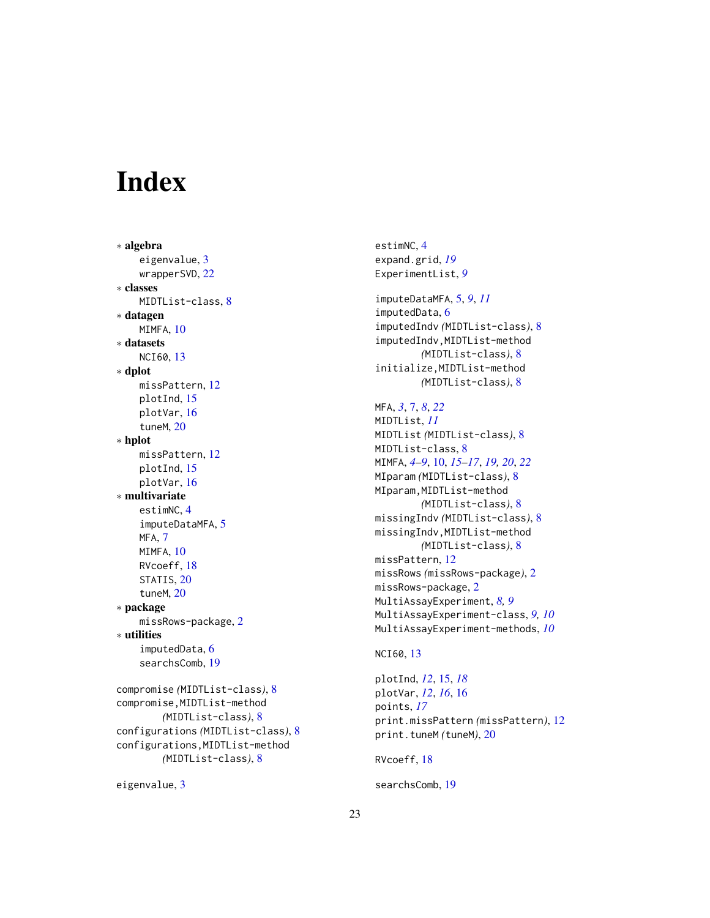# Index

* **algebra**
    - eigenvalue, 3
    - wrapperSVD, 22
* **classes**
    - MIDTList-class, 8
* **datagen**
    - MIMFA, 10
* **datasets**
    - NCI60, 13
* **dplot**
    - missPattern, 12
    - plotInd, 15
    - plotVar, 16
    - tuneM, 20
* **hplot**
    - missPattern, 12
    - plotInd, 15
    - plotVar, 16
* **multivariate**
    - estimNC, 4
    - imputeDataMFA, 5
    - MFA, 7
    - MIMFA, 10
    - RVcoeff, 18
    - STATIS, 20
    - tuneM, 20
* **package**
    - missRows-package, 2
* **utilities**
    - imputedData, 6
    - searchsComb, 19

compromise *(MIDTList-class)*, 8
compromise,MIDTList-method *(MIDTList-class)*, 8
configurations *(MIDTList-class)*, 8
configurations,MIDTList-method *(MIDTList-class)*, 8

eigenvalue, 3
estimNC, 4
expand.grid, *19*
ExperimentList, *9*

imputeDataMFA, 5, *9*, *11*
imputedData, 6
imputedIndv *(MIDTList-class)*, 8
imputedIndv,MIDTList-method *(MIDTList-class)*, 8
initialize,MIDTList-method *(MIDTList-class)*, 8

MFA, *3*, 7, *8*, *22*
MIDTList, *11*
MIDTList *(MIDTList-class)*, 8
MIDTList-class, 8
MIMFA, *4–9*, 10, *15–17*, *19*, *20*, *22*
MIparam *(MIDTList-class)*, 8
MIparam,MIDTList-method *(MIDTList-class)*, 8
missingIndv *(MIDTList-class)*, 8
missingIndv,MIDTList-method *(MIDTList-class)*, 8
missPattern, 12
missRows *(missRows-package)*, 2
missRows-package, 2
MultiAssayExperiment, *8*, *9*
MultiAssayExperiment-class, *9*, *10*
MultiAssayExperiment-methods, *10*

NCI60, 13

plotInd, *12*, 15, *18*
plotVar, *12*, *16*, 16
points, *17*
print.missPattern *(missPattern)*, 12
print.tuneM *(tuneM)*, 20

RVcoeff, 18

searchsComb, 19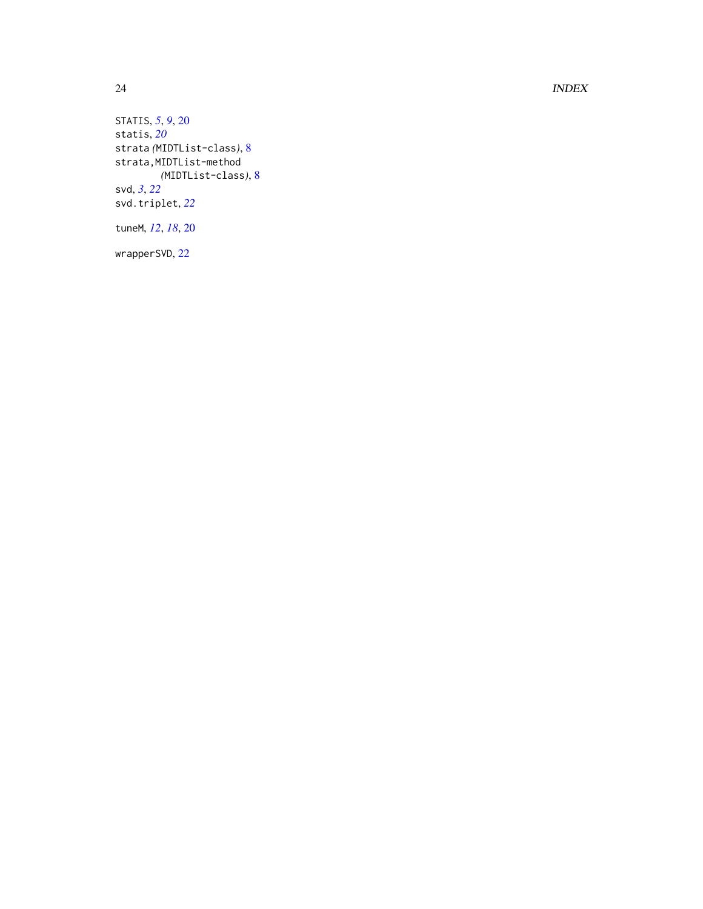STATIS, *5*, *9*, 20
statis, *20*
strata *(*MIDTList-class*)*, 8
strata,MIDTList-method
*(*MIDTList-class*)*, 8
svd, *3*, *22*
svd.triplet, *22*

tuneM, *12*, *18*, 20

wrapperSVD, 22